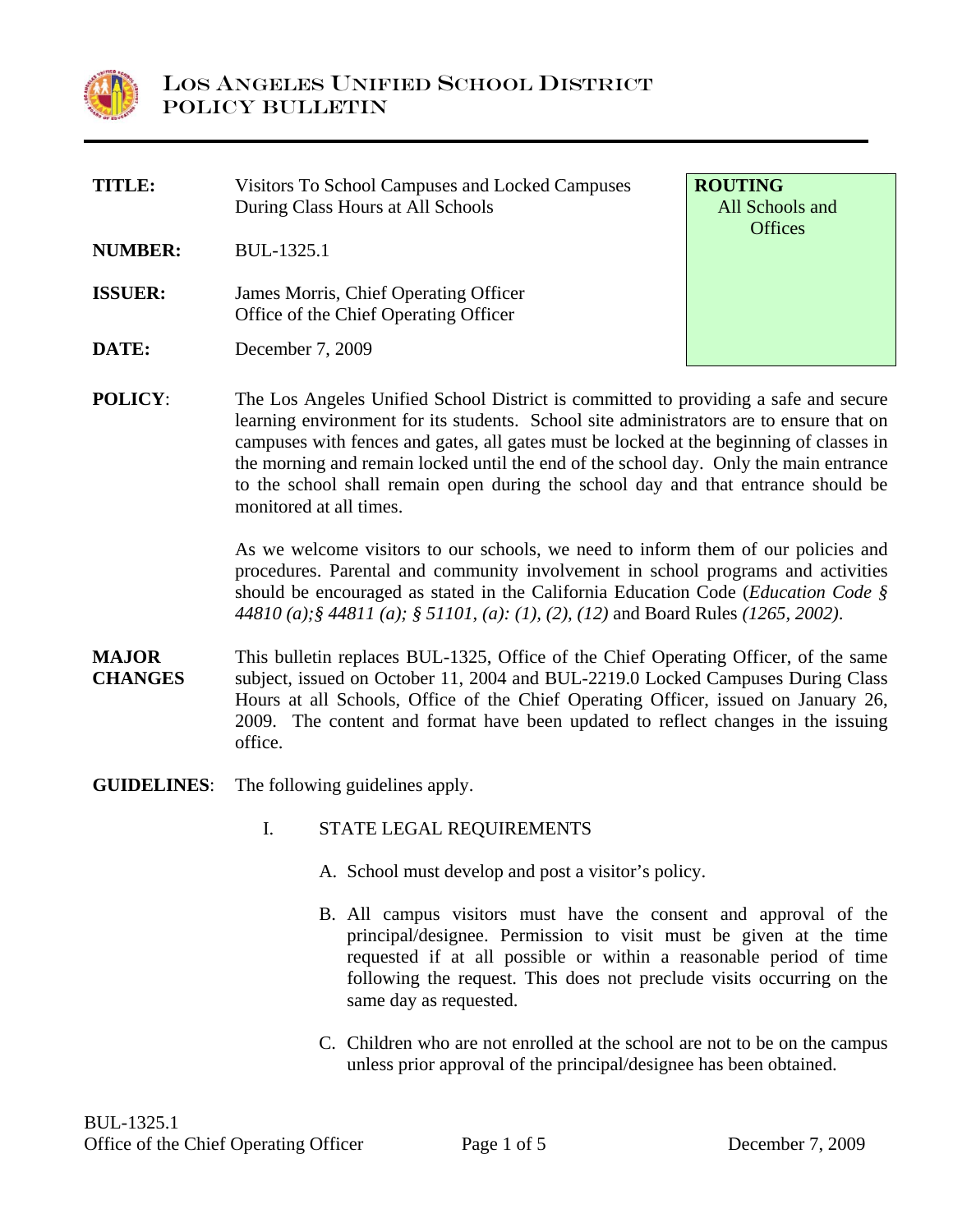# LOS ANGELES UNIFIED SCHOOL DISTRICT
## POLICY BULLETIN

| | |
|---|---|
| **TITLE:** | Visitors To School Campuses and Locked Campuses During Class Hours at All Schools |
| **NUMBER:** | BUL-1325.1 |
| **ISSUER:** | James Morris, Chief Operating Officer<br>Office of the Chief Operating Officer |
| **DATE:** | December 7, 2009 |

**ROUTING**
All Schools and Offices

**POLICY**: The Los Angeles Unified School District is committed to providing a safe and secure learning environment for its students. School site administrators are to ensure that on campuses with fences and gates, all gates must be locked at the beginning of classes in the morning and remain locked until the end of the school day. Only the main entrance to the school shall remain open during the school day and that entrance should be monitored at all times.

As we welcome visitors to our schools, we need to inform them of our policies and procedures. Parental and community involvement in school programs and activities should be encouraged as stated in the California Education Code (*Education Code § 44810 (a);§ 44811 (a); § 51101, (a): (1), (2), (12)* and Board Rules *(1265, 2002)*.

**MAJOR CHANGES** This bulletin replaces BUL-1325, Office of the Chief Operating Officer, of the same subject, issued on October 11, 2004 and BUL-2219.0 Locked Campuses During Class Hours at all Schools, Office of the Chief Operating Officer, issued on January 26, 2009. The content and format have been updated to reflect changes in the issuing office.

**GUIDELINES**: The following guidelines apply.

I. STATE LEGAL REQUIREMENTS

A. School must develop and post a visitor's policy.

B. All campus visitors must have the consent and approval of the principal/designee. Permission to visit must be given at the time requested if at all possible or within a reasonable period of time following the request. This does not preclude visits occurring on the same day as requested.

C. Children who are not enrolled at the school are not to be on the campus unless prior approval of the principal/designee has been obtained.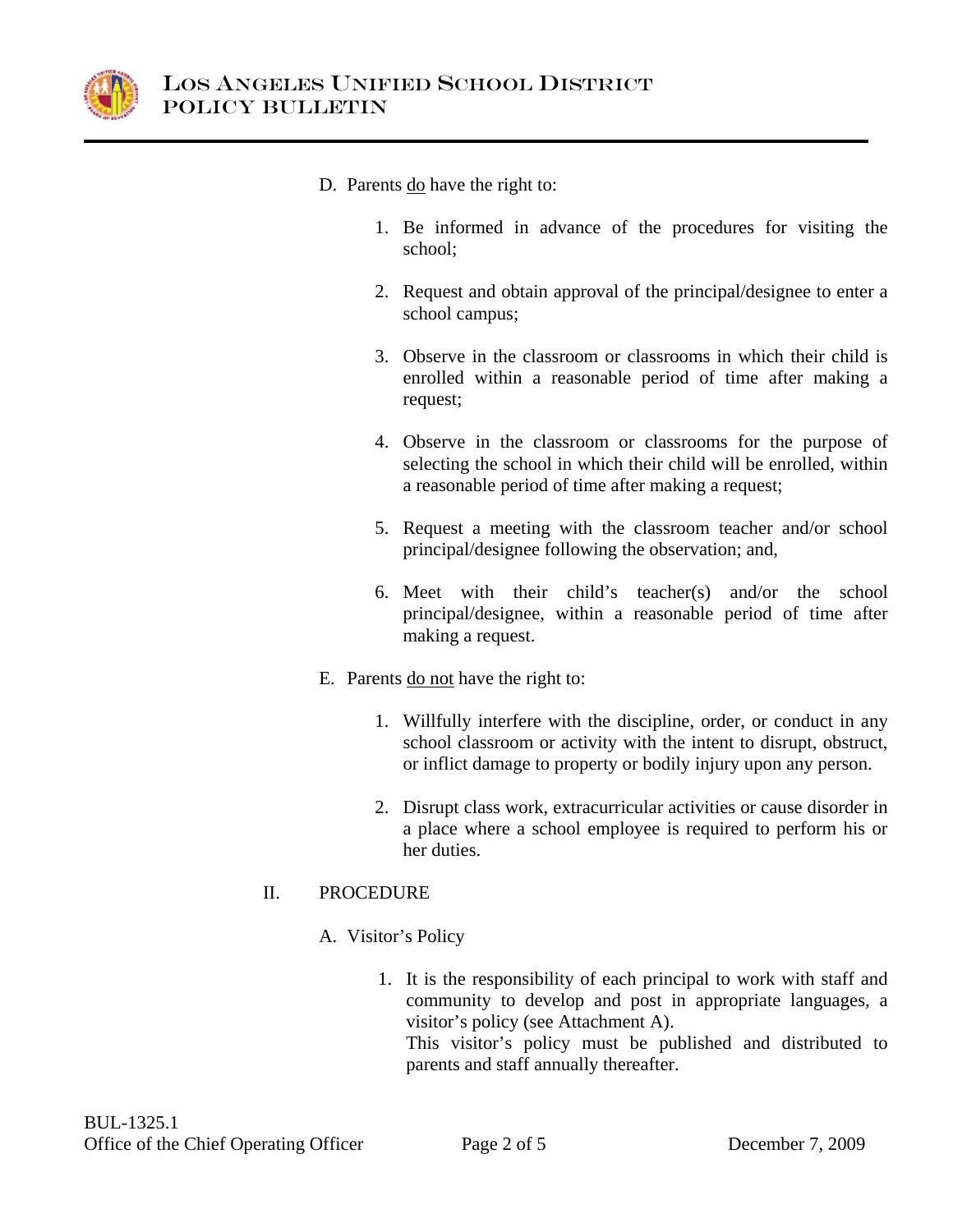D. Parents <u>do</u> have the right to:

1. Be informed in advance of the procedures for visiting the school;

2. Request and obtain approval of the principal/designee to enter a school campus;

3. Observe in the classroom or classrooms in which their child is enrolled within a reasonable period of time after making a request;

4. Observe in the classroom or classrooms for the purpose of selecting the school in which their child will be enrolled, within a reasonable period of time after making a request;

5. Request a meeting with the classroom teacher and/or school principal/designee following the observation; and,

6. Meet with their child's teacher(s) and/or the school principal/designee, within a reasonable period of time after making a request.

E. Parents <u>do not</u> have the right to:

1. Willfully interfere with the discipline, order, or conduct in any school classroom or activity with the intent to disrupt, obstruct, or inflict damage to property or bodily injury upon any person.

2. Disrupt class work, extracurricular activities or cause disorder in a place where a school employee is required to perform his or her duties.

## II. PROCEDURE

A. Visitor's Policy

1. It is the responsibility of each principal to work with staff and community to develop and post in appropriate languages, a visitor's policy (see Attachment A).
   This visitor's policy must be published and distributed to parents and staff annually thereafter.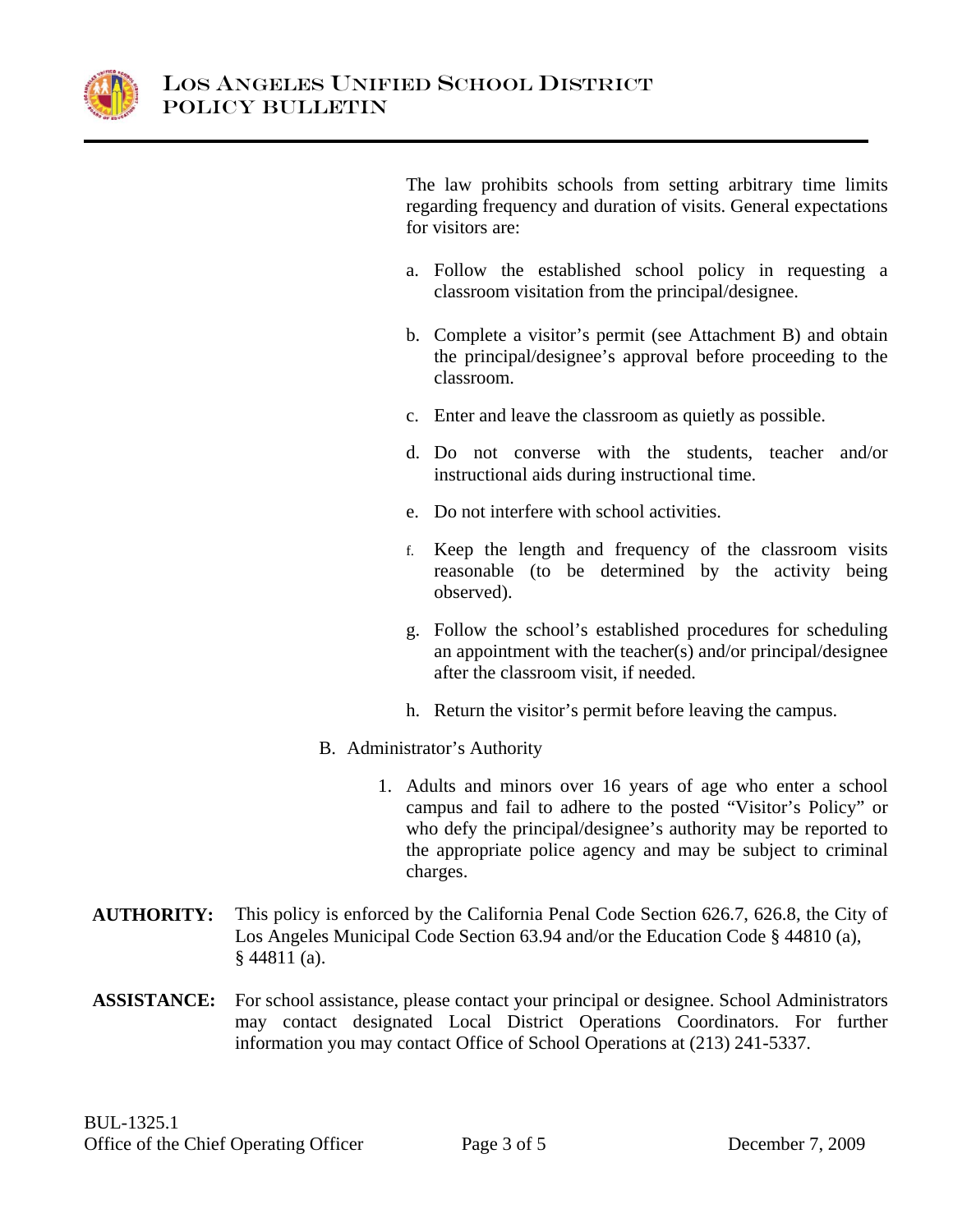The law prohibits schools from setting arbitrary time limits regarding frequency and duration of visits. General expectations for visitors are:

a. Follow the established school policy in requesting a classroom visitation from the principal/designee.

b. Complete a visitor's permit (see Attachment B) and obtain the principal/designee's approval before proceeding to the classroom.

c. Enter and leave the classroom as quietly as possible.

d. Do not converse with the students, teacher and/or instructional aids during instructional time.

e. Do not interfere with school activities.

f. Keep the length and frequency of the classroom visits reasonable (to be determined by the activity being observed).

g. Follow the school's established procedures for scheduling an appointment with the teacher(s) and/or principal/designee after the classroom visit, if needed.

h. Return the visitor's permit before leaving the campus.

B. Administrator's Authority

1. Adults and minors over 16 years of age who enter a school campus and fail to adhere to the posted "Visitor's Policy" or who defy the principal/designee's authority may be reported to the appropriate police agency and may be subject to criminal charges.

**AUTHORITY:** This policy is enforced by the California Penal Code Section 626.7, 626.8, the City of Los Angeles Municipal Code Section 63.94 and/or the Education Code § 44810 (a), § 44811 (a).

**ASSISTANCE:** For school assistance, please contact your principal or designee. School Administrators may contact designated Local District Operations Coordinators. For further information you may contact Office of School Operations at (213) 241-5337.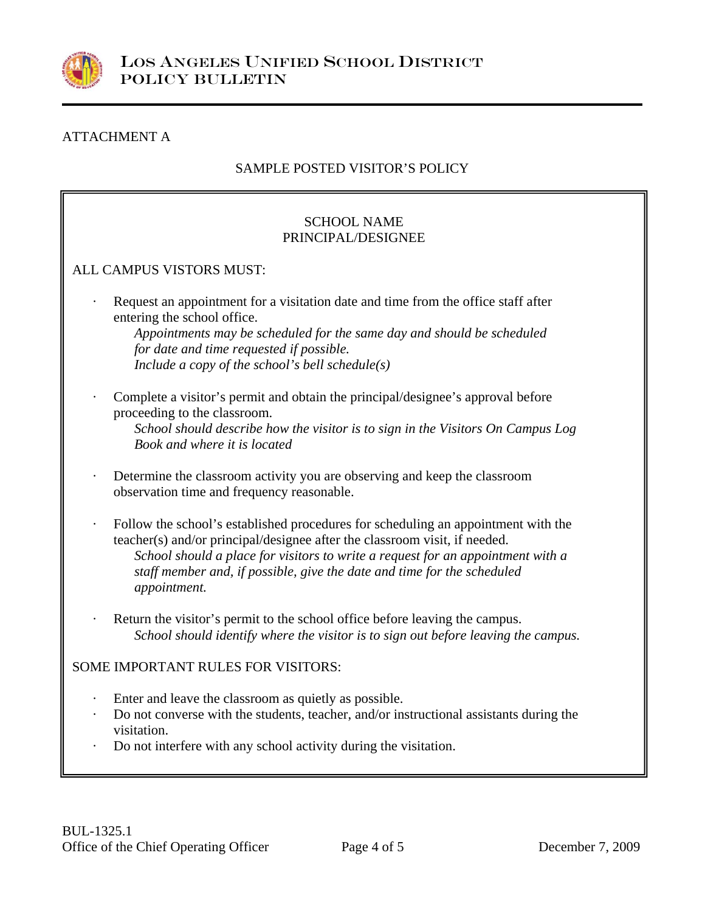ATTACHMENT A

SAMPLE POSTED VISITOR'S POLICY

SCHOOL NAME
PRINCIPAL/DESIGNEE

ALL CAMPUS VISTORS MUST:

- Request an appointment for a visitation date and time from the office staff after entering the school office.
  *Appointments may be scheduled for the same day and should be scheduled for date and time requested if possible.*
  *Include a copy of the school's bell schedule(s)*

- Complete a visitor's permit and obtain the principal/designee's approval before proceeding to the classroom.
  *School should describe how the visitor is to sign in the Visitors On Campus Log Book and where it is located*

- Determine the classroom activity you are observing and keep the classroom observation time and frequency reasonable.

- Follow the school's established procedures for scheduling an appointment with the teacher(s) and/or principal/designee after the classroom visit, if needed.
  *School should a place for visitors to write a request for an appointment with a staff member and, if possible, give the date and time for the scheduled appointment.*

- Return the visitor's permit to the school office before leaving the campus.
  *School should identify where the visitor is to sign out before leaving the campus.*

SOME IMPORTANT RULES FOR VISITORS:

- Enter and leave the classroom as quietly as possible.
- Do not converse with the students, teacher, and/or instructional assistants during the visitation.
- Do not interfere with any school activity during the visitation.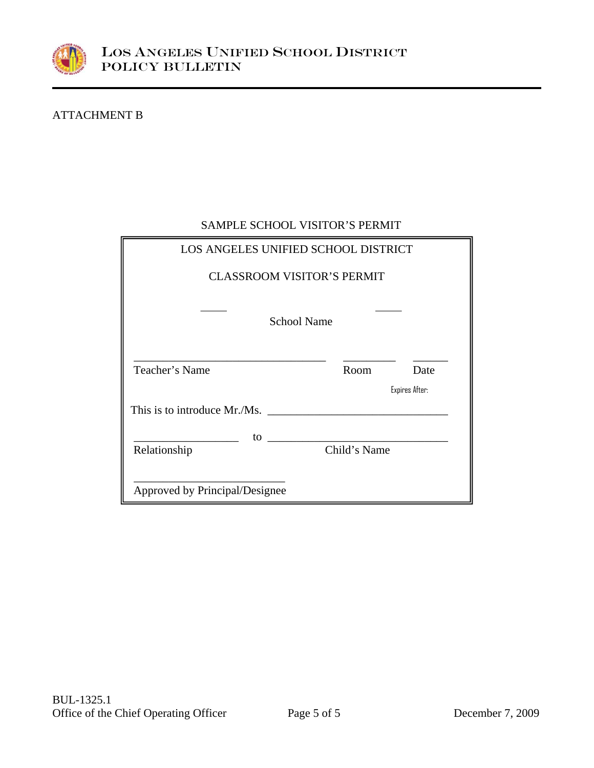ATTACHMENT B

SAMPLE SCHOOL VISITOR'S PERMIT

LOS ANGELES UNIFIED SCHOOL DISTRICT

CLASSROOM VISITOR'S PERMIT

_____ _____

School Name

_________________________________ _________ ______

Teacher's Name Room Date

Expires After:

This is to introduce Mr./Ms. ______________________________

__________________ to ______________________________

Relationship Child's Name

__________________________

Approved by Principal/Designee